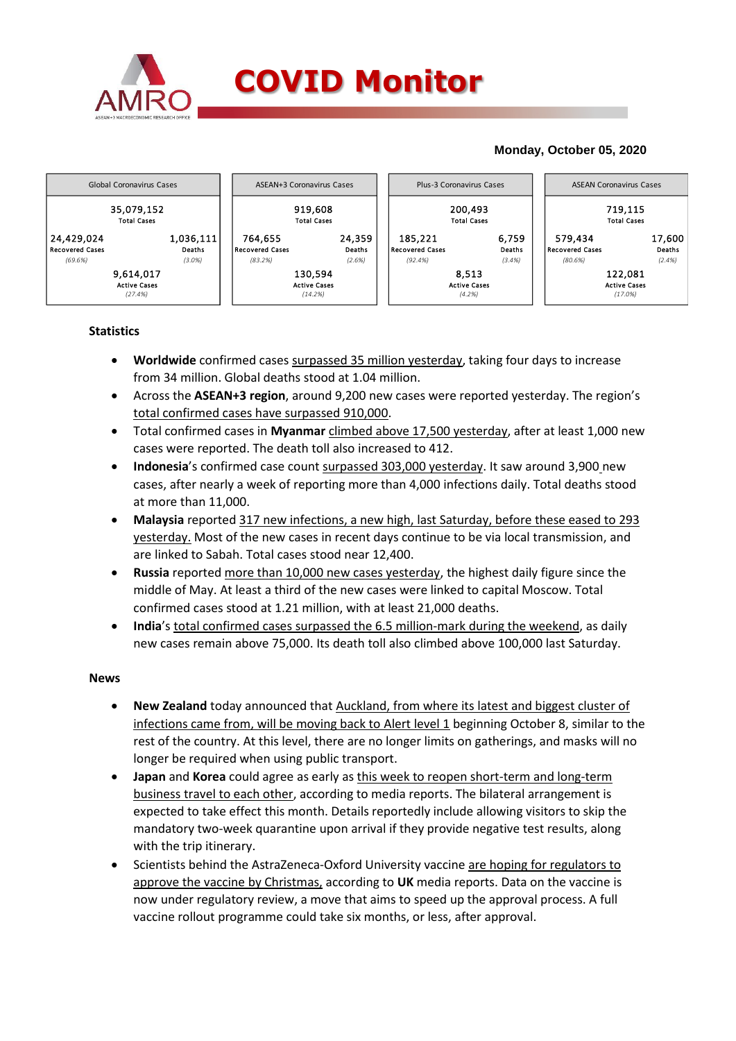# COVID Monitor

**Monday, October 05, 2020**

| Global Coronavirus Cases | | ASEAN+3 Coronavirus Cases | | Plus-3 Coronavirus Cases | | ASEAN Coronavirus Cases | |
|---|---|---|---|---|---|---|---|
| 35,079,152 Total Cases | | 919,608 Total Cases | | 200,493 Total Cases | | 719,115 Total Cases | |
| 24,429,024 Recovered Cases (69.6%) | 1,036,111 Deaths (3.0%) | 764,655 Recovered Cases (83.2%) | 24,359 Deaths (2.6%) | 185,221 Recovered Cases (92.4%) | 6,759 Deaths (3.4%) | 579,434 Recovered Cases (80.6%) | 17,600 Deaths (2.4%) |
| 9,614,017 Active Cases (27.4%) | | 130,594 Active Cases (14.2%) | | 8,513 Active Cases (4.2%) | | 122,081 Active Cases (17.0%) | |

## Statistics

- **Worldwide** confirmed cases surpassed 35 million yesterday, taking four days to increase from 34 million. Global deaths stood at 1.04 million.
- Across the **ASEAN+3 region**, around 9,200 new cases were reported yesterday. The region's total confirmed cases have surpassed 910,000.
- Total confirmed cases in **Myanmar** climbed above 17,500 yesterday, after at least 1,000 new cases were reported. The death toll also increased to 412.
- **Indonesia**'s confirmed case count surpassed 303,000 yesterday. It saw around 3,900 new cases, after nearly a week of reporting more than 4,000 infections daily. Total deaths stood at more than 11,000.
- **Malaysia** reported 317 new infections, a new high, last Saturday, before these eased to 293 yesterday. Most of the new cases in recent days continue to be via local transmission, and are linked to Sabah. Total cases stood near 12,400.
- **Russia** reported more than 10,000 new cases yesterday, the highest daily figure since the middle of May. At least a third of the new cases were linked to capital Moscow. Total confirmed cases stood at 1.21 million, with at least 21,000 deaths.
- **India**'s total confirmed cases surpassed the 6.5 million-mark during the weekend, as daily new cases remain above 75,000. Its death toll also climbed above 100,000 last Saturday.

## News

- **New Zealand** today announced that Auckland, from where its latest and biggest cluster of infections came from, will be moving back to Alert level 1 beginning October 8, similar to the rest of the country. At this level, there are no limits on gatherings, and masks will no longer be required when using public transport.
- **Japan** and **Korea** could agree as early as this week to reopen short-term and long-term business travel to each other, according to media reports. The bilateral arrangement is expected to take effect this month. Details reportedly include allowing visitors to skip the mandatory two-week quarantine upon arrival if they provide negative test results, along with the trip itinerary.
- Scientists behind the AstraZeneca-Oxford University vaccine are hoping for regulators to approve the vaccine by Christmas, according to **UK** media reports. Data on the vaccine is now under regulatory review, a move that aims to speed up the approval process. A full vaccine rollout programme could take six months, or less, after approval.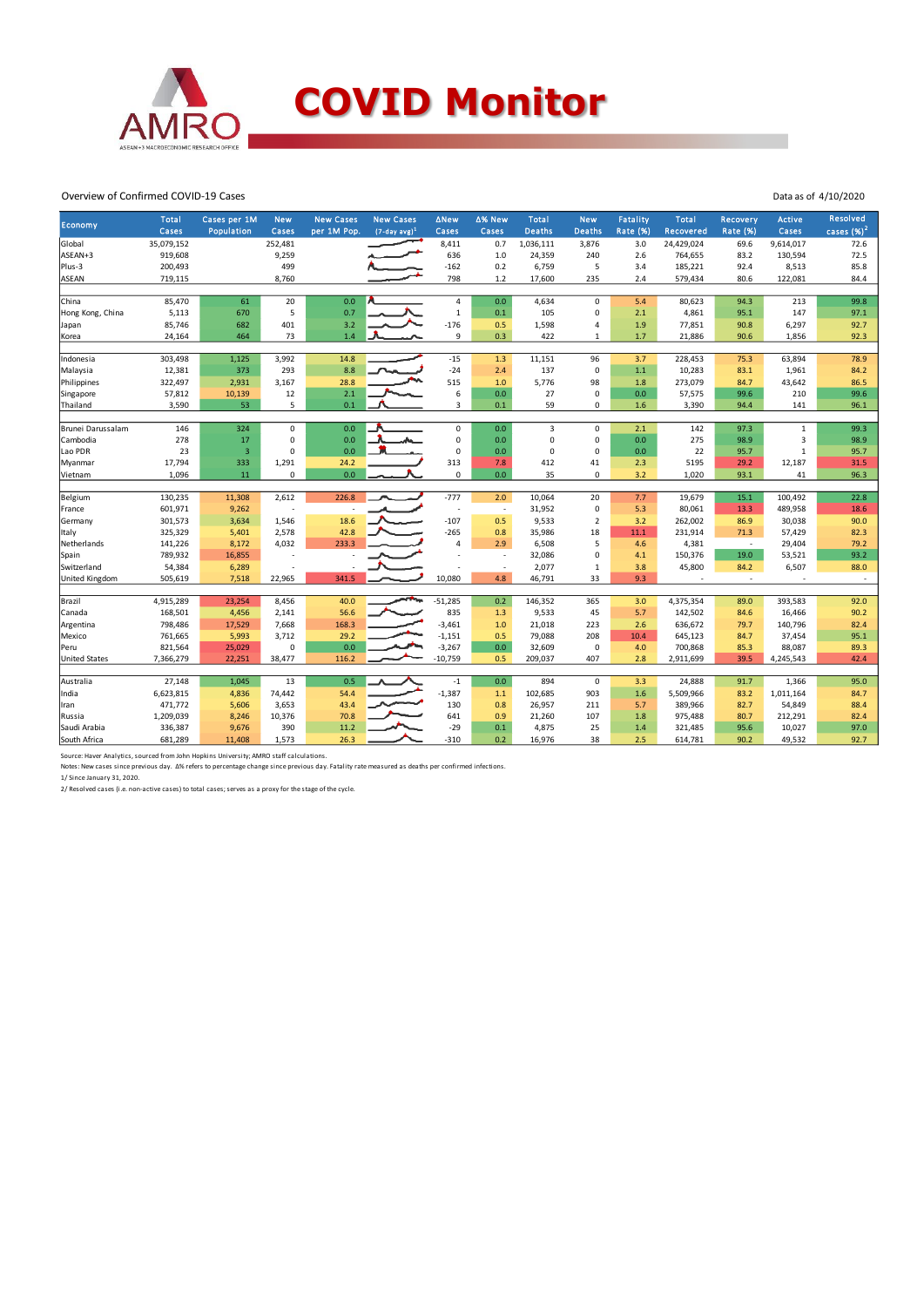# COVID Monitor

Overview of Confirmed COVID-19 Cases

Data as of 4/10/2020

| Economy | Total Cases | Cases per 1M Population | New Cases | New Cases per 1M Pop. | New Cases (7-day avg)[1] | ΔNew Cases | Δ% New Cases | Total Deaths | New Deaths | Fatality Rate (%) | Total Recovered | Recovery Rate (%) | Active Cases | Resolved cases (%)[2] |
|---|---|---|---|---|---|---|---|---|---|---|---|---|---|---|
| Global | 35,079,152 | | 252,481 | | | 8,411 | 0.7 | 1,036,111 | 3,876 | 3.0 | 24,429,024 | 69.6 | 9,614,017 | 72.6 |
| ASEAN+3 | 919,608 | | 9,259 | | | 636 | 1.0 | 24,359 | 240 | 2.6 | 764,655 | 83.2 | 130,594 | 72.5 |
| Plus-3 | 200,493 | | 499 | | | -162 | 0.2 | 6,759 | 5 | 3.4 | 185,221 | 92.4 | 8,513 | 85.8 |
| ASEAN | 719,115 | | 8,760 | | | 798 | 1.2 | 17,600 | 235 | 2.4 | 579,434 | 80.6 | 122,081 | 84.4 |
| | | | | | | | | | | | | | | |
| China | 85,470 | 61 | 20 | 0.0 | | 4 | 0.0 | 4,634 | 0 | 5.4 | 80,623 | 94.3 | 213 | 99.8 |
| Hong Kong, China | 5,113 | 670 | 5 | 0.7 | | 1 | 0.1 | 105 | 0 | 2.1 | 4,861 | 95.1 | 147 | 97.1 |
| Japan | 85,746 | 682 | 401 | 3.2 | | -176 | 0.5 | 1,598 | 4 | 1.9 | 77,851 | 90.8 | 6,297 | 92.7 |
| Korea | 24,164 | 464 | 73 | 1.4 | | 9 | 0.3 | 422 | 1 | 1.7 | 21,886 | 90.6 | 1,856 | 92.3 |
| | | | | | | | | | | | | | | |
| Indonesia | 303,498 | 1,125 | 3,992 | 14.8 | | -15 | 1.3 | 11,151 | 96 | 3.7 | 228,453 | 75.3 | 63,894 | 78.9 |
| Malaysia | 12,381 | 373 | 293 | 8.8 | | -24 | 2.4 | 137 | 0 | 1.1 | 10,283 | 83.1 | 1,961 | 84.2 |
| Philippines | 322,497 | 2,931 | 3,167 | 28.8 | | 515 | 1.0 | 5,776 | 98 | 1.8 | 273,079 | 84.7 | 43,642 | 86.5 |
| Singapore | 57,812 | 10,139 | 12 | 2.1 | | 6 | 0.0 | 27 | 0 | 0.0 | 57,575 | 99.6 | 210 | 99.6 |
| Thailand | 3,590 | 53 | 5 | 0.1 | | 3 | 0.1 | 59 | 0 | 1.6 | 3,390 | 94.4 | 141 | 96.1 |
| | | | | | | | | | | | | | | |
| Brunei Darussalam | 146 | 324 | 0 | 0.0 | | 0 | 0.0 | 3 | 0 | 2.1 | 142 | 97.3 | 1 | 99.3 |
| Cambodia | 278 | 17 | 0 | 0.0 | | 0 | 0.0 | 0 | 0 | 0.0 | 275 | 98.9 | 3 | 98.9 |
| Lao PDR | 23 | 3 | 0 | 0.0 | | 0 | 0.0 | 0 | 0 | 0.0 | 22 | 95.7 | 1 | 95.7 |
| Myanmar | 17,794 | 333 | 1,291 | 24.2 | | 313 | 7.8 | 412 | 41 | 2.3 | 5195 | 29.2 | 12,187 | 31.5 |
| Vietnam | 1,096 | 11 | 0 | 0.0 | | 0 | 0.0 | 35 | 0 | 3.2 | 1,020 | 93.1 | 41 | 96.3 |
| | | | | | | | | | | | | | | |
| Belgium | 130,235 | 11,308 | 2,612 | 226.8 | | -777 | 2.0 | 10,064 | 20 | 7.7 | 19,679 | 15.1 | 100,492 | 22.8 |
| France | 601,971 | 9,262 | - | - | | - | - | 31,952 | 0 | 5.3 | 80,061 | 13.3 | 489,958 | 18.6 |
| Germany | 301,573 | 3,634 | 1,546 | 18.6 | | -107 | 0.5 | 9,533 | 2 | 3.2 | 262,002 | 86.9 | 30,038 | 90.0 |
| Italy | 325,329 | 5,401 | 2,578 | 42.8 | | -265 | 0.8 | 35,986 | 18 | 11.1 | 231,914 | 71.3 | 57,429 | 82.3 |
| Netherlands | 141,226 | 8,172 | 4,032 | 233.3 | | 4 | 2.9 | 6,508 | 5 | 4.6 | 4,381 | - | 29,404 | 79.2 |
| Spain | 789,932 | 16,855 | - | - | | - | - | 32,086 | 0 | 4.1 | 150,376 | 19.0 | 53,521 | 93.2 |
| Switzerland | 54,384 | 6,289 | - | - | | - | - | 2,077 | 1 | 3.8 | 45,800 | 84.2 | 6,507 | 88.0 |
| United Kingdom | 505,619 | 7,518 | 22,965 | 341.5 | | 10,080 | 4.8 | 46,791 | 33 | 9.3 | - | - | - | - |
| | | | | | | | | | | | | | | |
| Brazil | 4,915,289 | 23,254 | 8,456 | 40.0 | | -51,285 | 0.2 | 146,352 | 365 | 3.0 | 4,375,354 | 89.0 | 393,583 | 92.0 |
| Canada | 168,501 | 4,456 | 2,141 | 56.6 | | 835 | 1.3 | 9,533 | 45 | 5.7 | 142,502 | 84.6 | 16,466 | 90.2 |
| Argentina | 798,486 | 17,529 | 7,668 | 168.3 | | -3,461 | 1.0 | 21,018 | 223 | 2.6 | 636,672 | 79.7 | 140,796 | 82.4 |
| Mexico | 761,665 | 5,993 | 3,712 | 29.2 | | -1,151 | 0.5 | 79,088 | 208 | 10.4 | 645,123 | 84.7 | 37,454 | 95.1 |
| Peru | 821,564 | 25,029 | 0 | 0.0 | | -3,267 | 0.0 | 32,609 | 0 | 4.0 | 700,868 | 85.3 | 88,087 | 89.3 |
| United States | 7,366,279 | 22,251 | 38,477 | 116.2 | | -10,759 | 0.5 | 209,037 | 407 | 2.8 | 2,911,699 | 39.5 | 4,245,543 | 42.4 |
| | | | | | | | | | | | | | | |
| Australia | 27,148 | 1,045 | 13 | 0.5 | | -1 | 0.0 | 894 | 0 | 3.3 | 24,888 | 91.7 | 1,366 | 95.0 |
| India | 6,623,815 | 4,836 | 74,442 | 54.4 | | -1,387 | 1.1 | 102,685 | 903 | 1.6 | 5,509,966 | 83.2 | 1,011,164 | 84.7 |
| Iran | 471,772 | 5,606 | 3,653 | 43.4 | | 130 | 0.8 | 26,957 | 211 | 5.7 | 389,966 | 82.7 | 54,849 | 88.4 |
| Russia | 1,209,039 | 8,246 | 10,376 | 70.8 | | 641 | 0.9 | 21,260 | 107 | 1.8 | 975,488 | 80.7 | 212,291 | 82.4 |
| Saudi Arabia | 336,387 | 9,676 | 390 | 11.2 | | -29 | 0.1 | 4,875 | 25 | 1.4 | 321,485 | 95.6 | 10,027 | 97.0 |
| South Africa | 681,289 | 11,408 | 1,573 | 26.3 | | -310 | 0.2 | 16,976 | 38 | 2.5 | 614,781 | 90.2 | 49,532 | 92.7 |

Source: Haver Analytics, sourced from John Hopkins University; AMRO staff calculations.

Notes: New cases since previous day. Δ% refers to percentage change since previous day. Fatality rate measured as deaths per confirmed infections.

1/ Since January 31, 2020.

2/ Resolved cases (i.e. non-active cases) to total cases; serves as a proxy for the stage of the cycle.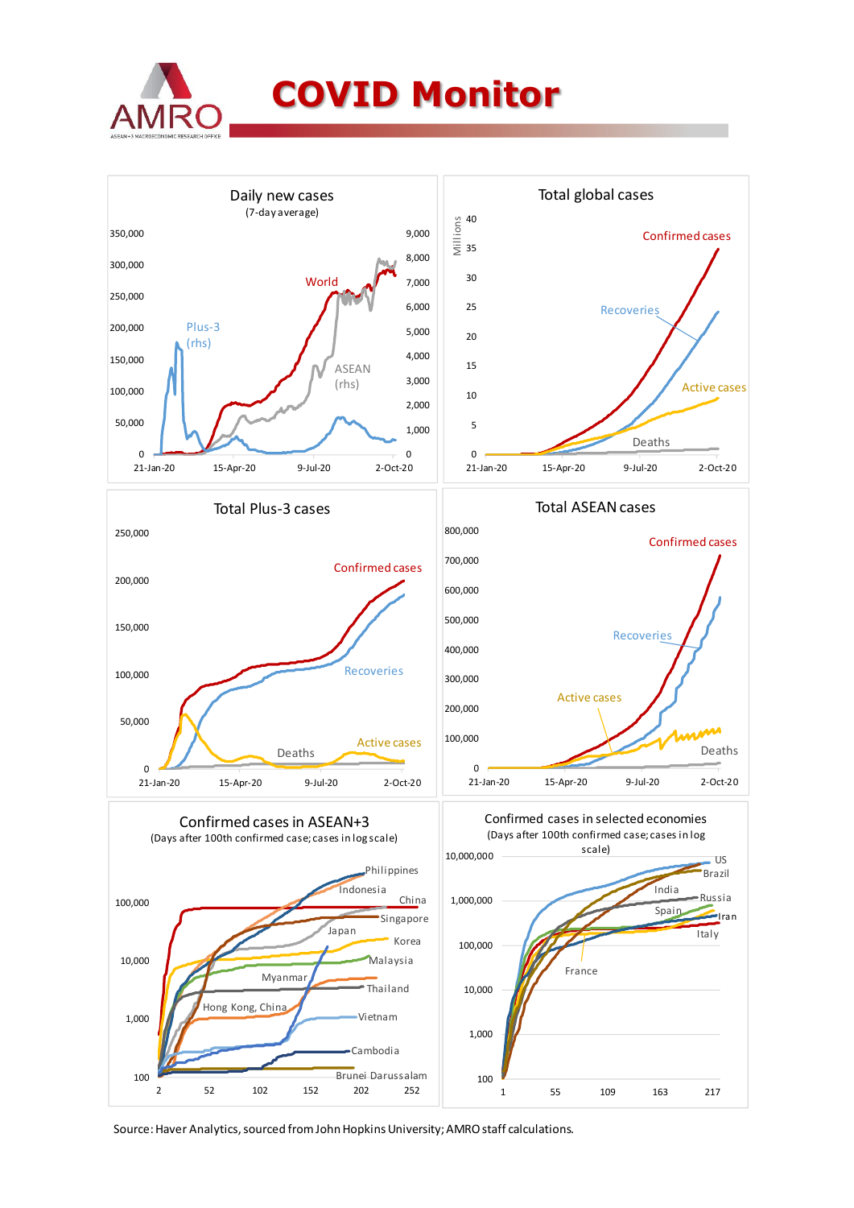# COVID Monitor

AMRO

ASEAN+3 MACROECONOMIC RESEARCH OFFICE

## Daily new cases

(7-day average)

350,000
300,000
250,000
200,000
150,000
100,000
50,000
0

9,000
8,000
7,000
6,000
5,000
4,000
3,000
2,000
1,000
0

World

Plus-3 (rhs)

ASEAN (rhs)

21-Jan-20 15-Apr-20 9-Jul-20 2-Oct-20

## Total global cases

Millions

40
35
30
25
20
15
10
5
0

Confirmed cases

Recoveries

Active cases

Deaths

21-Jan-20 15-Apr-20 9-Jul-20 2-Oct-20

## Total Plus-3 cases

250,000
200,000
150,000
100,000
50,000
0

Confirmed cases

Recoveries

Active cases

Deaths

21-Jan-20 15-Apr-20 9-Jul-20 2-Oct-20

## Total ASEAN cases

800,000
700,000
600,000
500,000
400,000
300,000
200,000
100,000
0

Confirmed cases

Recoveries

Active cases

Deaths

21-Jan-20 15-Apr-20 9-Jul-20 2-Oct-20

## Confirmed cases in ASEAN+3

(Days after 100th confirmed case; cases in log scale)

100,000
10,000
1,000
100

Philippines
Indonesia
China
Singapore
Japan
Korea
Malaysia
Myanmar
Thailand
Hong Kong, China
Vietnam
Cambodia
Brunei Darussalam

2 52 102 152 202 252

## Confirmed cases in selected economies

(Days after 100th confirmed case; cases in log scale)

10,000,000
1,000,000
100,000
10,000
1,000
100

US
Brazil
India
Russia
Spain
Iran
Italy
France

1 55 109 163 217

Source: Haver Analytics, sourced from John Hopkins University; AMRO staff calculations.